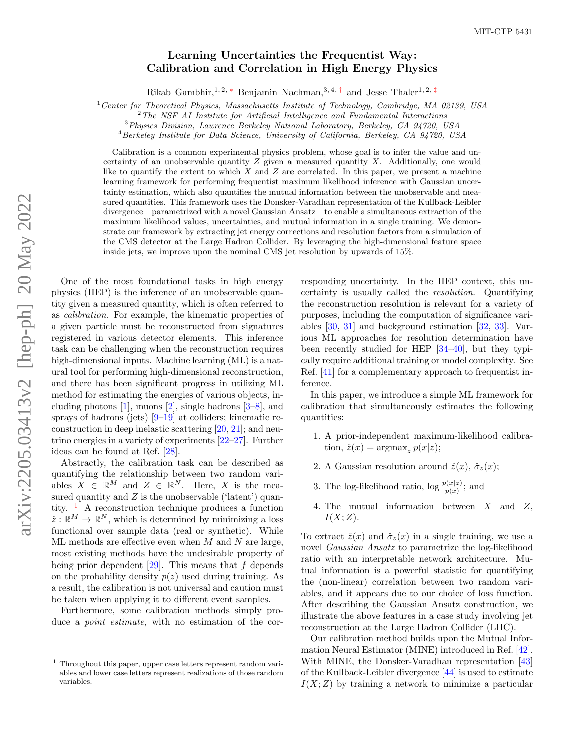MIT-CTP 5431

# Learning Uncertainties the Frequentist Way: Calibration and Correlation in High Energy Physics

Rikab Gambhir,[1,2,*] Benjamin Nachman,[3,4,†] and Jesse Thaler[1,2,‡]

[1] *Center for Theoretical Physics, Massachusetts Institute of Technology, Cambridge, MA 02139, USA*
[2] *The NSF AI Institute for Artificial Intelligence and Fundamental Interactions*
[3] *Physics Division, Lawrence Berkeley National Laboratory, Berkeley, CA 94720, USA*
[4] *Berkeley Institute for Data Science, University of California, Berkeley, CA 94720, USA*

Calibration is a common experimental physics problem, whose goal is to infer the value and uncertainty of an unobservable quantity $Z$ given a measured quantity $X$. Additionally, one would like to quantify the extent to which $X$ and $Z$ are correlated. In this paper, we present a machine learning framework for performing frequentist maximum likelihood inference with Gaussian uncertainty estimation, which also quantifies the mutual information between the unobservable and measured quantities. This framework uses the Donsker-Varadhan representation of the Kullback-Leibler divergence—parametrized with a novel Gaussian Ansatz—to enable a simultaneous extraction of the maximum likelihood values, uncertainties, and mutual information in a single training. We demonstrate our framework by extracting jet energy corrections and resolution factors from a simulation of the CMS detector at the Large Hadron Collider. By leveraging the high-dimensional feature space inside jets, we improve upon the nominal CMS jet resolution by upwards of 15%.

One of the most foundational tasks in high energy physics (HEP) is the inference of an unobservable quantity given a measured quantity, which is often referred to as *calibration*. For example, the kinematic properties of a given particle must be reconstructed from signatures registered in various detector elements. This inference task can be challenging when the reconstruction requires high-dimensional inputs. Machine learning (ML) is a natural tool for performing high-dimensional reconstruction, and there has been significant progress in utilizing ML method for estimating the energies of various objects, including photons [1], muons [2], single hadrons [3–8], and sprays of hadrons (jets) [9–19] at colliders; kinematic reconstruction in deep inelastic scattering [20, 21]; and neutrino energies in a variety of experiments [22–27]. Further ideas can be found at Ref. [28].

Abstractly, the calibration task can be described as quantifying the relationship between two random variables $X \in \mathbb{R}^M$ and $Z \in \mathbb{R}^N$. Here, $X$ is the measured quantity and $Z$ is the unobservable ('latent') quantity. [1] A reconstruction technique produces a function $\hat{z} : \mathbb{R}^M \to \mathbb{R}^N$, which is determined by minimizing a loss functional over sample data (real or synthetic). While ML methods are effective even when $M$ and $N$ are large, most existing methods have the undesirable property of being prior dependent [29]. This means that $f$ depends on the probability density $p(z)$ used during training. As a result, the calibration is not universal and caution must be taken when applying it to different event samples.

Furthermore, some calibration methods simply produce a *point estimate*, with no estimation of the corresponding uncertainty. In the HEP context, this uncertainty is usually called the *resolution*. Quantifying the reconstruction resolution is relevant for a variety of purposes, including the computation of significance variables [30, 31] and background estimation [32, 33]. Various ML approaches for resolution determination have been recently studied for HEP [34–40], but they typically require additional training or model complexity. See Ref. [41] for a complementary approach to frequentist inference.

In this paper, we introduce a simple ML framework for calibration that simultaneously estimates the following quantities:

1. A prior-independent maximum-likelihood calibration, $\hat{z}(x) = \text{argmax}_z\, p(x|z)$;
2. A Gaussian resolution around $\hat{z}(x)$, $\hat{\sigma}_z(x)$;
3. The log-likelihood ratio, $\log \frac{p(x|z)}{p(x)}$; and
4. The mutual information between $X$ and $Z$, $I(X; Z)$.

To extract $\hat{z}(x)$ and $\hat{\sigma}_z(x)$ in a single training, we use a novel *Gaussian Ansatz* to parametrize the log-likelihood ratio with an interpretable network architecture. Mutual information is a powerful statistic for quantifying the (non-linear) correlation between two random variables, and it appears due to our choice of loss function. After describing the Gaussian Ansatz construction, we illustrate the above features in a case study involving jet reconstruction at the Large Hadron Collider (LHC).

Our calibration method builds upon the Mutual Information Neural Estimator (MINE) introduced in Ref. [42]. With MINE, the Donsker-Varadhan representation [43] of the Kullback-Leibler divergence [44] is used to estimate $I(X; Z)$ by training a network to minimize a particular

---

[1] Throughout this paper, upper case letters represent random variables and lower case letters represent realizations of those random variables.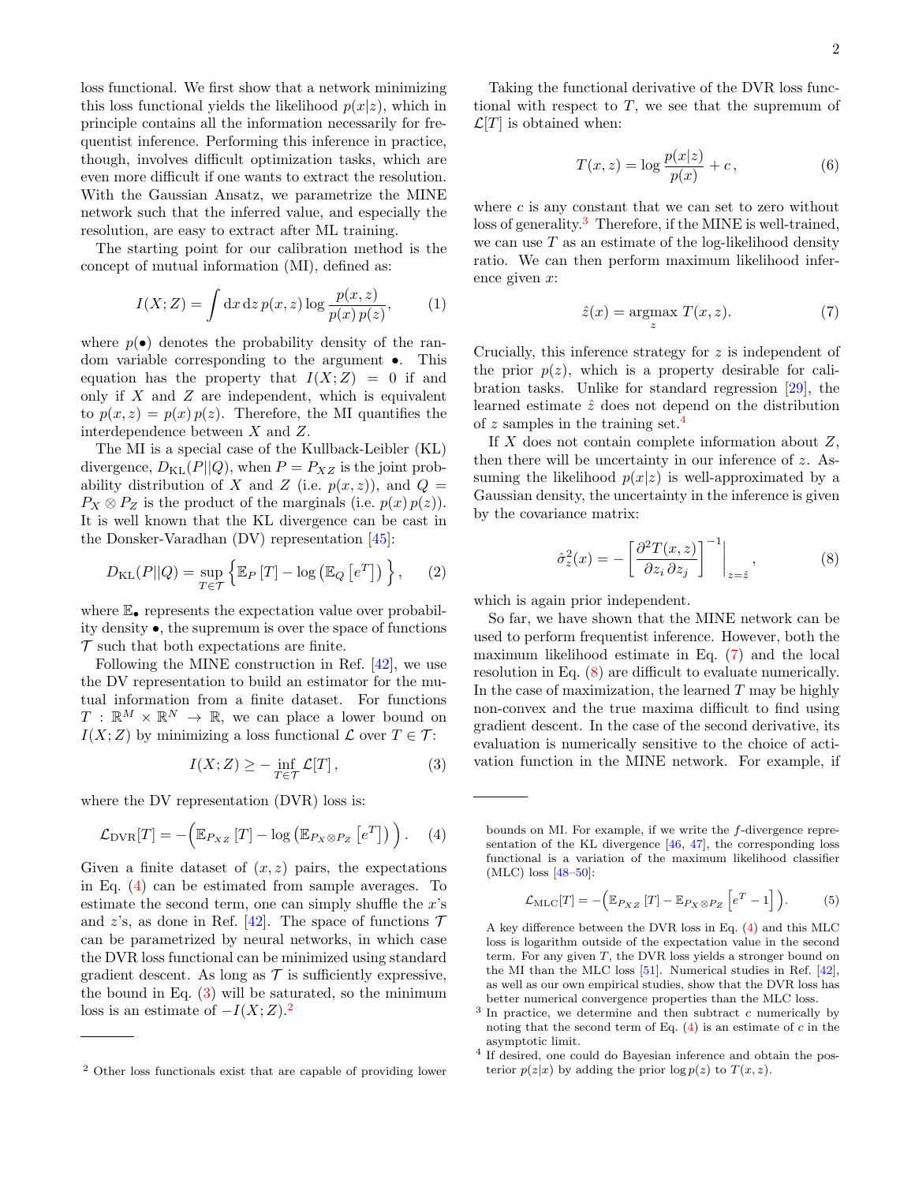loss functional. We first show that a network minimizing this loss functional yields the likelihood $p(x|z)$, which in principle contains all the information necessarily for frequentist inference. Performing this inference in practice, though, involves difficult optimization tasks, which are even more difficult if one wants to extract the resolution. With the Gaussian Ansatz, we parametrize the MINE network such that the inferred value, and especially the resolution, are easy to extract after ML training.

The starting point for our calibration method is the concept of mutual information (MI), defined as:

$$I(X;Z) = \int \mathrm{d}x\, \mathrm{d}z\, p(x,z) \log \frac{p(x,z)}{p(x)\, p(z)}, \tag{1}$$

where $p(\bullet)$ denotes the probability density of the random variable corresponding to the argument $\bullet$. This equation has the property that $I(X;Z) = 0$ if and only if $X$ and $Z$ are independent, which is equivalent to $p(x,z) = p(x)\, p(z)$. Therefore, the MI quantifies the interdependence between $X$ and $Z$.

The MI is a special case of the Kullback-Leibler (KL) divergence, $D_{\mathrm{KL}}(P||Q)$, when $P = P_{XZ}$ is the joint probability distribution of $X$ and $Z$ (i.e. $p(x,z)$), and $Q = P_X \otimes P_Z$ is the product of the marginals (i.e. $p(x)\, p(z)$). It is well known that the KL divergence can be cast in the Donsker-Varadhan (DV) representation [45]:

$$D_{\mathrm{KL}}(P||Q) = \sup_{T\in\mathcal{T}} \Big\{ \mathbb{E}_P\left[T\right] - \log\left(\mathbb{E}_Q\left[e^T\right]\right) \Big\}, \tag{2}$$

where $\mathbb{E}_\bullet$ represents the expectation value over probability density $\bullet$, the supremum is over the space of functions $\mathcal{T}$ such that both expectations are finite.

Following the MINE construction in Ref. [42], we use the DV representation to build an estimator for the mutual information from a finite dataset. For functions $T : \mathbb{R}^M \times \mathbb{R}^N \to \mathbb{R}$, we can place a lower bound on $I(X;Z)$ by minimizing a loss functional $\mathcal{L}$ over $T \in \mathcal{T}$:

$$I(X;Z) \geq -\inf_{T\in\mathcal{T}} \mathcal{L}[T], \tag{3}$$

where the DV representation (DVR) loss is:

$$\mathcal{L}_{\mathrm{DVR}}[T] = -\Big( \mathbb{E}_{P_{XZ}}\left[T\right] - \log\left(\mathbb{E}_{P_X\otimes P_Z}\left[e^T\right]\right) \Big). \tag{4}$$

Given a finite dataset of $(x,z)$ pairs, the expectations in Eq. (4) can be estimated from sample averages. To estimate the second term, one can simply shuffle the $x$'s and $z$'s, as done in Ref. [42]. The space of functions $\mathcal{T}$ can be parametrized by neural networks, in which case the DVR loss functional can be minimized using standard gradient descent. As long as $\mathcal{T}$ is sufficiently expressive, the bound in Eq. (3) will be saturated, so the minimum loss is an estimate of $-I(X;Z)$.[2]

Taking the functional derivative of the DVR loss functional with respect to $T$, we see that the supremum of $\mathcal{L}[T]$ is obtained when:

$$T(x,z) = \log \frac{p(x|z)}{p(x)} + c\,, \tag{6}$$

where $c$ is any constant that we can set to zero without loss of generality.[3] Therefore, if the MINE is well-trained, we can use $T$ as an estimate of the log-likelihood density ratio. We can then perform maximum likelihood inference given $x$:

$$\hat{z}(x) = \operatorname*{argmax}_z\, T(x,z). \tag{7}$$

Crucially, this inference strategy for $z$ is independent of the prior $p(z)$, which is a property desirable for calibration tasks. Unlike for standard regression [29], the learned estimate $\hat{z}$ does not depend on the distribution of $z$ samples in the training set.[4]

If $X$ does not contain complete information about $Z$, then there will be uncertainty in our inference of $z$. Assuming the likelihood $p(x|z)$ is well-approximated by a Gaussian density, the uncertainty in the inference is given by the covariance matrix:

$$\hat{\sigma}_z^2(x) = -\left[\frac{\partial^2 T(x,z)}{\partial z_i\, \partial z_j}\right]^{-1}\Bigg|_{z=\hat{z}}, \tag{8}$$

which is again prior independent.

So far, we have shown that the MINE network can be used to perform frequentist inference. However, both the maximum likelihood estimate in Eq. (7) and the local resolution in Eq. (8) are difficult to evaluate numerically. In the case of maximization, the learned $T$ may be highly non-convex and the true maxima difficult to find using gradient descent. In the case of the second derivative, its evaluation is numerically sensitive to the choice of activation function in the MINE network. For example, if

---

[2] Other loss functionals exist that are capable of providing lower bounds on MI. For example, if we write the $f$-divergence representation of the KL divergence [46, 47], the corresponding loss functional is a variation of the maximum likelihood classifier (MLC) loss [48–50]:

$$\mathcal{L}_{\mathrm{MLC}}[T] = -\Big( \mathbb{E}_{P_{XZ}}\left[T\right] - \mathbb{E}_{P_X\otimes P_Z}\left[e^T - 1\right] \Big). \tag{5}$$

A key difference between the DVR loss in Eq. (4) and this MLC loss is logarithm outside of the expectation value in the second term. For any given $T$, the DVR loss yields a stronger bound on the MI than the MLC loss [51]. Numerical studies in Ref. [42], as well as our own empirical studies, show that the DVR loss has better numerical convergence properties than the MLC loss.

[3] In practice, we determine and then subtract $c$ numerically by noting that the second term of Eq. (4) is an estimate of $c$ in the asymptotic limit.

[4] If desired, one could do Bayesian inference and obtain the posterior $p(z|x)$ by adding the prior $\log p(z)$ to $T(x,z)$.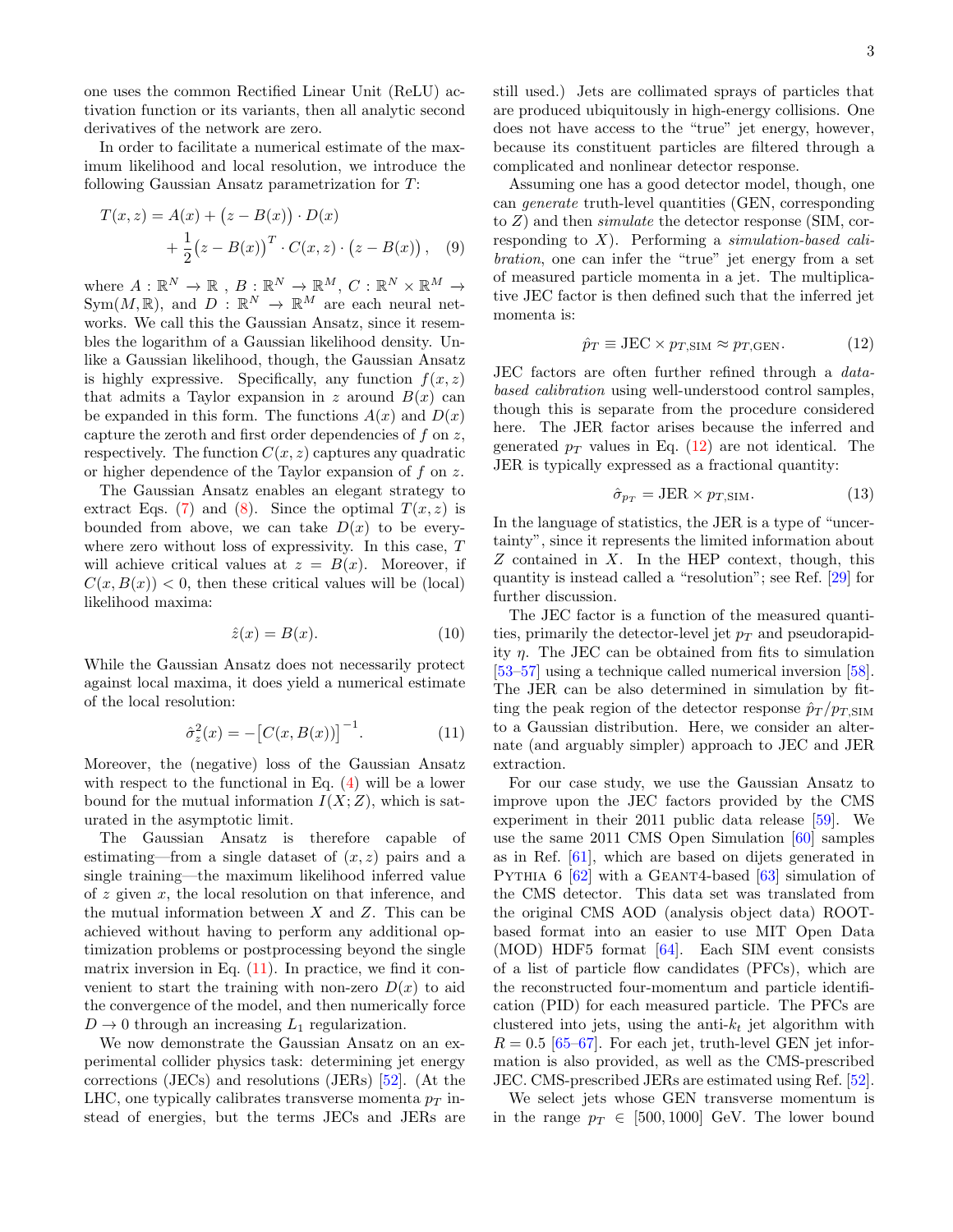one uses the common Rectified Linear Unit (ReLU) activation function or its variants, then all analytic second derivatives of the network are zero.

In order to facilitate a numerical estimate of the maximum likelihood and local resolution, we introduce the following Gaussian Ansatz parametrization for $T$:

$$T(x,z) = A(x) + \big(z - B(x)\big) \cdot D(x) + \frac{1}{2}\big(z - B(x)\big)^T \cdot C(x,z) \cdot \big(z - B(x)\big), \quad (9)$$

where $A : \mathbb{R}^N \to \mathbb{R}$ , $B : \mathbb{R}^N \to \mathbb{R}^M$, $C : \mathbb{R}^N \times \mathbb{R}^M \to \mathrm{Sym}(M, \mathbb{R})$, and $D : \mathbb{R}^N \to \mathbb{R}^M$ are each neural networks. We call this the Gaussian Ansatz, since it resembles the logarithm of a Gaussian likelihood density. Unlike a Gaussian likelihood, though, the Gaussian Ansatz is highly expressive. Specifically, any function $f(x,z)$ that admits a Taylor expansion in $z$ around $B(x)$ can be expanded in this form. The functions $A(x)$ and $D(x)$ capture the zeroth and first order dependencies of $f$ on $z$, respectively. The function $C(x,z)$ captures any quadratic or higher dependence of the Taylor expansion of $f$ on $z$.

The Gaussian Ansatz enables an elegant strategy to extract Eqs. (7) and (8). Since the optimal $T(x,z)$ is bounded from above, we can take $D(x)$ to be everywhere zero without loss of expressivity. In this case, $T$ will achieve critical values at $z = B(x)$. Moreover, if $C(x, B(x)) < 0$, then these critical values will be (local) likelihood maxima:

$$\hat{z}(x) = B(x). \quad (10)$$

While the Gaussian Ansatz does not necessarily protect against local maxima, it does yield a numerical estimate of the local resolution:

$$\hat{\sigma}_z^2(x) = -\big[C(x, B(x))\big]^{-1}. \quad (11)$$

Moreover, the (negative) loss of the Gaussian Ansatz with respect to the functional in Eq. (4) will be a lower bound for the mutual information $I(X;Z)$, which is saturated in the asymptotic limit.

The Gaussian Ansatz is therefore capable of estimating—from a single dataset of $(x,z)$ pairs and a single training—the maximum likelihood inferred value of $z$ given $x$, the local resolution on that inference, and the mutual information between $X$ and $Z$. This can be achieved without having to perform any additional optimization problems or postprocessing beyond the single matrix inversion in Eq. (11). In practice, we find it convenient to start the training with non-zero $D(x)$ to aid the convergence of the model, and then numerically force $D \to 0$ through an increasing $L_1$ regularization.

We now demonstrate the Gaussian Ansatz on an experimental collider physics task: determining jet energy corrections (JECs) and resolutions (JERs) [52]. (At the LHC, one typically calibrates transverse momenta $p_T$ instead of energies, but the terms JECs and JERs are still used.) Jets are collimated sprays of particles that are produced ubiquitously in high-energy collisions. One does not have access to the "true" jet energy, however, because its constituent particles are filtered through a complicated and nonlinear detector response.

Assuming one has a good detector model, though, one can *generate* truth-level quantities (GEN, corresponding to $Z$) and then *simulate* the detector response (SIM, corresponding to $X$). Performing a *simulation-based calibration*, one can infer the "true" jet energy from a set of measured particle momenta in a jet. The multiplicative JEC factor is then defined such that the inferred jet momenta is:

$$\hat{p}_T \equiv \mathrm{JEC} \times p_{T,\mathrm{SIM}} \approx p_{T,\mathrm{GEN}}. \quad (12)$$

JEC factors are often further refined through a *data-based calibration* using well-understood control samples, though this is separate from the procedure considered here. The JER factor arises because the inferred and generated $p_T$ values in Eq. (12) are not identical. The JER is typically expressed as a fractional quantity:

$$\hat{\sigma}_{p_T} = \mathrm{JER} \times p_{T,\mathrm{SIM}}. \quad (13)$$

In the language of statistics, the JER is a type of "uncertainty", since it represents the limited information about $Z$ contained in $X$. In the HEP context, though, this quantity is instead called a "resolution"; see Ref. [29] for further discussion.

The JEC factor is a function of the measured quantities, primarily the detector-level jet $p_T$ and pseudorapidity $\eta$. The JEC can be obtained from fits to simulation [53–57] using a technique called numerical inversion [58]. The JER can be also determined in simulation by fitting the peak region of the detector response $\hat{p}_T / p_{T,\mathrm{SIM}}$ to a Gaussian distribution. Here, we consider an alternate (and arguably simpler) approach to JEC and JER extraction.

For our case study, we use the Gaussian Ansatz to improve upon the JEC factors provided by the CMS experiment in their 2011 public data release [59]. We use the same 2011 CMS Open Simulation [60] samples as in Ref. [61], which are based on dijets generated in Pythia 6 [62] with a Geant4-based [63] simulation of the CMS detector. This data set was translated from the original CMS AOD (analysis object data) ROOT-based format into an easier to use MIT Open Data (MOD) HDF5 format [64]. Each SIM event consists of a list of particle flow candidates (PFCs), which are the reconstructed four-momentum and particle identification (PID) for each measured particle. The PFCs are clustered into jets, using the anti-$k_t$ jet algorithm with $R = 0.5$ [65–67]. For each jet, truth-level GEN jet information is also provided, as well as the CMS-prescribed JEC. CMS-prescribed JERs are estimated using Ref. [52].

We select jets whose GEN transverse momentum is in the range $p_T \in [500, 1000]$ GeV. The lower bound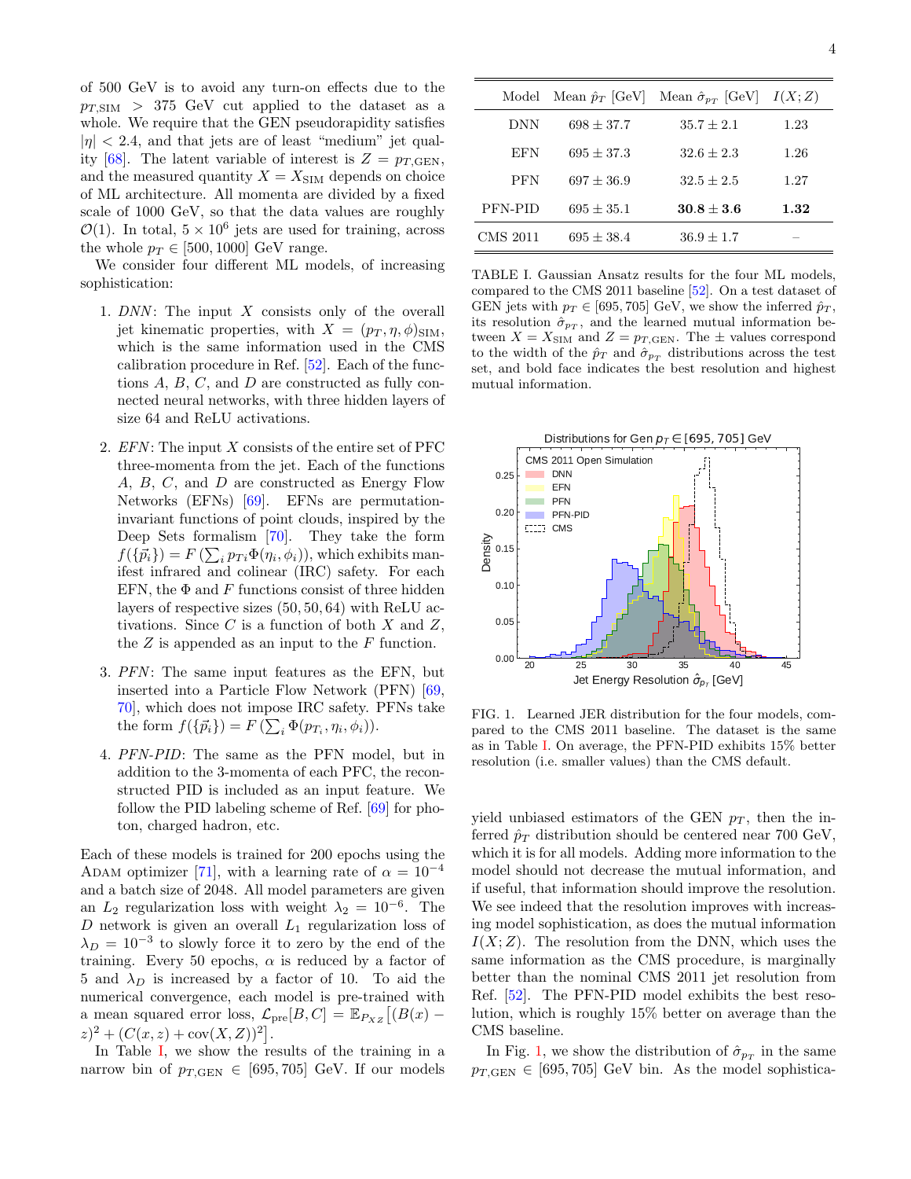of 500 GeV is to avoid any turn-on effects due to the $p_{T,\mathrm{SIM}} > 375$ GeV cut applied to the dataset as a whole. We require that the GEN pseudorapidity satisfies $|\eta| < 2.4$, and that jets are of least "medium" jet quality [68]. The latent variable of interest is $Z = p_{T,\mathrm{GEN}}$, and the measured quantity $X = X_{\mathrm{SIM}}$ depends on choice of ML architecture. All momenta are divided by a fixed scale of 1000 GeV, so that the data values are roughly $\mathcal{O}(1)$. In total, $5 \times 10^6$ jets are used for training, across the whole $p_T \in [500, 1000]$ GeV range.

We consider four different ML models, of increasing sophistication:

1. *DNN*: The input $X$ consists only of the overall jet kinematic properties, with $X = (p_T, \eta, \phi)_{\mathrm{SIM}}$, which is the same information used in the CMS calibration procedure in Ref. [52]. Each of the functions $A$, $B$, $C$, and $D$ are constructed as fully connected neural networks, with three hidden layers of size 64 and ReLU activations.

2. *EFN*: The input $X$ consists of the entire set of PFC three-momenta from the jet. Each of the functions $A$, $B$, $C$, and $D$ are constructed as Energy Flow Networks (EFNs) [69]. EFNs are permutation-invariant functions of point clouds, inspired by the Deep Sets formalism [70]. They take the form $f(\{\vec{p}_i\}) = F\left(\sum_i p_{Ti}\Phi(\eta_i, \phi_i)\right)$, which exhibits manifest infrared and colinear (IRC) safety. For each EFN, the $\Phi$ and $F$ functions consist of three hidden layers of respective sizes $(50, 50, 64)$ with ReLU activations. Since $C$ is a function of both $X$ and $Z$, the $Z$ is appended as an input to the $F$ function.

3. *PFN*: The same input features as the EFN, but inserted into a Particle Flow Network (PFN) [69, 70], which does not impose IRC safety. PFNs take the form $f(\{\vec{p}_i\}) = F\left(\sum_i \Phi(p_{T_i}, \eta_i, \phi_i)\right)$.

4. *PFN-PID*: The same as the PFN model, but in addition to the 3-momenta of each PFC, the reconstructed PID is included as an input feature. We follow the PID labeling scheme of Ref. [69] for photon, charged hadron, etc.

Each of these models is trained for 200 epochs using the Adam optimizer [71], with a learning rate of $\alpha = 10^{-4}$ and a batch size of 2048. All model parameters are given an $L_2$ regularization loss with weight $\lambda_2 = 10^{-6}$. The $D$ network is given an overall $L_1$ regularization loss of $\lambda_D = 10^{-3}$ to slowly force it to zero by the end of the training. Every 50 epochs, $\alpha$ is reduced by a factor of 5 and $\lambda_D$ is increased by a factor of 10. To aid the numerical convergence, each model is pre-trained with a mean squared error loss, $\mathcal{L}_{\mathrm{pre}}[B, C] = \mathbb{E}_{P_{XZ}}\left[(B(x) - z)^2 + (C(x, z) + \mathrm{cov}(X, Z))^2\right]$.

In Table I, we show the results of the training in a narrow bin of $p_{T,\mathrm{GEN}} \in [695, 705]$ GeV. If our models yield unbiased estimators of the GEN $p_T$, then the inferred $\hat{p}_T$ distribution should be centered near 700 GeV, which it is for all models. Adding more information to the model should not decrease the mutual information, and if useful, that information should improve the resolution. We see indeed that the resolution improves with increasing model sophistication, as does the mutual information $I(X; Z)$. The resolution from the DNN, which uses the same information as the CMS procedure, is marginally better than the nominal CMS 2011 jet resolution from Ref. [52]. The PFN-PID model exhibits the best resolution, which is roughly 15% better on average than the CMS baseline.

| Model | Mean $\hat{p}_T$ [GeV] | Mean $\hat{\sigma}_{p_T}$ [GeV] | $I(X; Z)$ |
|---|---|---|---|
| DNN | $698 \pm 37.7$ | $35.7 \pm 2.1$ | 1.23 |
| EFN | $695 \pm 37.3$ | $32.6 \pm 2.3$ | 1.26 |
| PFN | $697 \pm 36.9$ | $32.5 \pm 2.5$ | 1.27 |
| PFN-PID | $695 \pm 35.1$ | $\mathbf{30.8 \pm 3.6}$ | **1.32** |
| CMS 2011 | $695 \pm 38.4$ | $36.9 \pm 1.7$ | – |

TABLE I. Gaussian Ansatz results for the four ML models, compared to the CMS 2011 baseline [52]. On a test dataset of GEN jets with $p_T \in [695, 705]$ GeV, we show the inferred $\hat{p}_T$, its resolution $\hat{\sigma}_{p_T}$, and the learned mutual information between $X = X_{\mathrm{SIM}}$ and $Z = p_{T,\mathrm{GEN}}$. The $\pm$ values correspond to the width of the $\hat{p}_T$ and $\hat{\sigma}_{p_T}$ distributions across the test set, and bold face indicates the best resolution and highest mutual information.

FIG. 1. Learned JER distribution for the four models, compared to the CMS 2011 baseline. The dataset is the same as in Table I. On average, the PFN-PID exhibits 15% better resolution (i.e. smaller values) than the CMS default.

In Fig. 1, we show the distribution of $\hat{\sigma}_{p_T}$ in the same $p_{T,\mathrm{GEN}} \in [695, 705]$ GeV bin. As the model sophistica-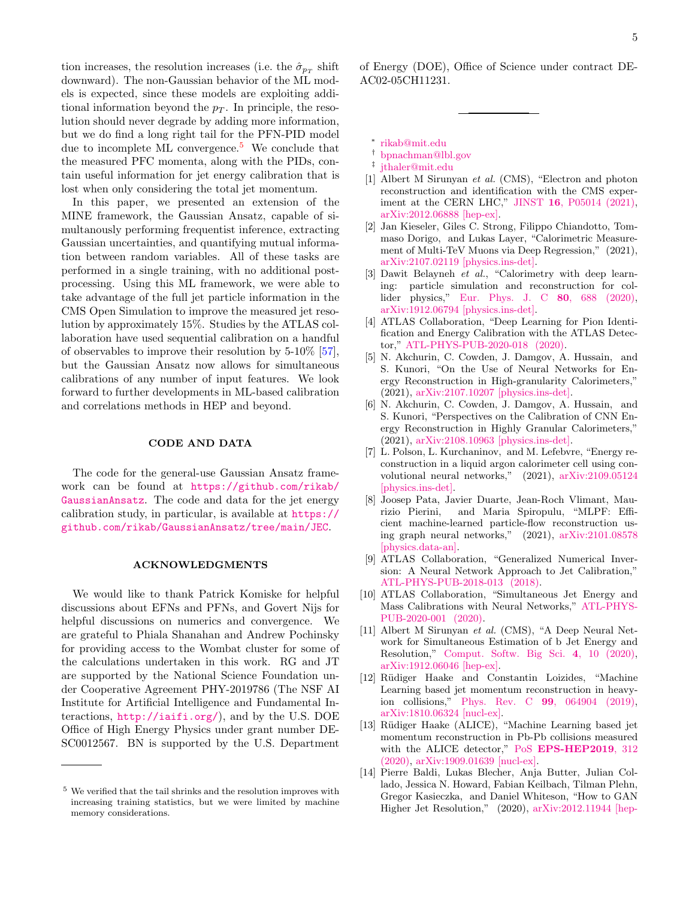tion increases, the resolution increases (i.e. the $\hat{\sigma}_{p_T}$ shift downward). The non-Gaussian behavior of the ML models is expected, since these models are exploiting additional information beyond the $p_T$. In principle, the resolution should never degrade by adding more information, but we do find a long right tail for the PFN-PID model due to incomplete ML convergence.[5] We conclude that the measured PFC momenta, along with the PIDs, contain useful information for jet energy calibration that is lost when only considering the total jet momentum.

In this paper, we presented an extension of the MINE framework, the Gaussian Ansatz, capable of simultanously performing frequentist inference, extracting Gaussian uncertainties, and quantifying mutual information between random variables. All of these tasks are performed in a single training, with no additional post-processing. Using this ML framework, we were able to take advantage of the full jet particle information in the CMS Open Simulation to improve the measured jet resolution by approximately 15%. Studies by the ATLAS collaboration have used sequential calibration on a handful of observables to improve their resolution by 5-10% [57], but the Gaussian Ansatz now allows for simultaneous calibrations of any number of input features. We look forward to further developments in ML-based calibration and correlations methods in HEP and beyond.

## CODE AND DATA

The code for the general-use Gaussian Ansatz framework can be found at https://github.com/rikab/GaussianAnsatz. The code and data for the jet energy calibration study, in particular, is available at https://github.com/rikab/GaussianAnsatz/tree/main/JEC.

## ACKNOWLEDGMENTS

We would like to thank Patrick Komiske for helpful discussions about EFNs and PFNs, and Govert Nijs for helpful discussions on numerics and convergence. We are grateful to Phiala Shanahan and Andrew Pochinsky for providing access to the Wombat cluster for some of the calculations undertaken in this work. RG and JT are supported by the National Science Foundation under Cooperative Agreement PHY-2019786 (The NSF AI Institute for Artificial Intelligence and Fundamental Interactions, http://iaifi.org/), and by the U.S. DOE Office of High Energy Physics under grant number DE-SC0012567. BN is supported by the U.S. Department of Energy (DOE), Office of Science under contract DE-AC02-05CH11231.

[5] We verified that the tail shrinks and the resolution improves with increasing training statistics, but we were limited by machine memory considerations.

---

* rikab@mit.edu
† bpnachman@lbl.gov
‡ jthaler@mit.edu

[1] Albert M Sirunyan *et al.* (CMS), "Electron and photon reconstruction and identification with the CMS experiment at the CERN LHC," JINST **16**, P05014 (2021), arXiv:2012.06888 [hep-ex].

[2] Jan Kieseler, Giles C. Strong, Filippo Chiandotto, Tommaso Dorigo, and Lukas Layer, "Calorimetric Measurement of Multi-TeV Muons via Deep Regression," (2021), arXiv:2107.02119 [physics.ins-det].

[3] Dawit Belayneh *et al.*, "Calorimetry with deep learning: particle simulation and reconstruction for collider physics," Eur. Phys. J. C **80**, 688 (2020), arXiv:1912.06794 [physics.ins-det].

[4] ATLAS Collaboration, "Deep Learning for Pion Identification and Energy Calibration with the ATLAS Detector," ATL-PHYS-PUB-2020-018 (2020).

[5] N. Akchurin, C. Cowden, J. Damgov, A. Hussain, and S. Kunori, "On the Use of Neural Networks for Energy Reconstruction in High-granularity Calorimeters," (2021), arXiv:2107.10207 [physics.ins-det].

[6] N. Akchurin, C. Cowden, J. Damgov, A. Hussain, and S. Kunori, "Perspectives on the Calibration of CNN Energy Reconstruction in Highly Granular Calorimeters," (2021), arXiv:2108.10963 [physics.ins-det].

[7] L. Polson, L. Kurchaninov, and M. Lefebvre, "Energy reconstruction in a liquid argon calorimeter cell using convolutional neural networks," (2021), arXiv:2109.05124 [physics.ins-det].

[8] Joosep Pata, Javier Duarte, Jean-Roch Vlimant, Maurizio Pierini, and Maria Spiropulu, "MLPF: Efficient machine-learned particle-flow reconstruction using graph neural networks," (2021), arXiv:2101.08578 [physics.data-an].

[9] ATLAS Collaboration, "Generalized Numerical Inversion: A Neural Network Approach to Jet Calibration," ATL-PHYS-PUB-2018-013 (2018).

[10] ATLAS Collaboration, "Simultaneous Jet Energy and Mass Calibrations with Neural Networks," ATL-PHYS-PUB-2020-001 (2020).

[11] Albert M Sirunyan *et al.* (CMS), "A Deep Neural Network for Simultaneous Estimation of b Jet Energy and Resolution," Comput. Softw. Big Sci. **4**, 10 (2020), arXiv:1912.06046 [hep-ex].

[12] Rüdiger Haake and Constantin Loizides, "Machine Learning based jet momentum reconstruction in heavy-ion collisions," Phys. Rev. C **99**, 064904 (2019), arXiv:1810.06324 [nucl-ex].

[13] Rüdiger Haake (ALICE), "Machine Learning based jet momentum reconstruction in Pb-Pb collisions measured with the ALICE detector," PoS **EPS-HEP2019**, 312 (2020), arXiv:1909.01639 [nucl-ex].

[14] Pierre Baldi, Lukas Blecher, Anja Butter, Julian Collado, Jessica N. Howard, Fabian Keilbach, Tilman Plehn, Gregor Kasieczka, and Daniel Whiteson, "How to GAN Higher Jet Resolution," (2020), arXiv:2012.11944 [hep-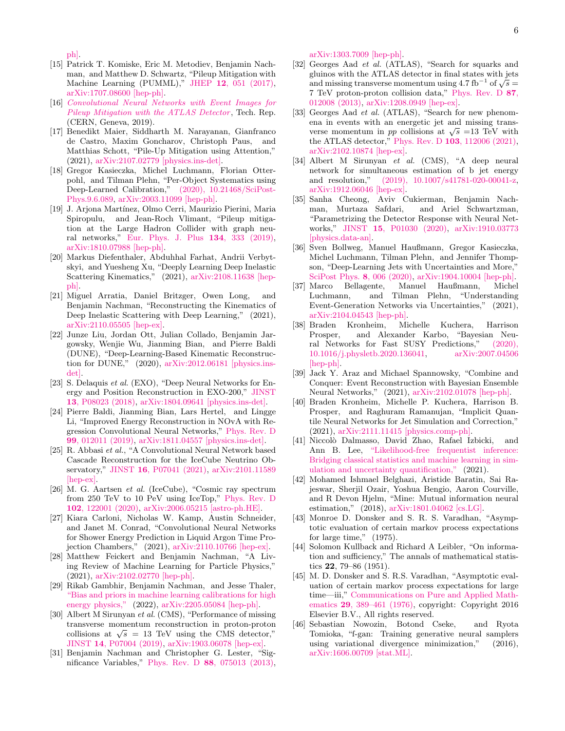ph].

[15] Patrick T. Komiske, Eric M. Metodiev, Benjamin Nachman, and Matthew D. Schwartz, "Pileup Mitigation with Machine Learning (PUMML)," JHEP **12**, 051 (2017), arXiv:1707.08600 [hep-ph].

[16] *Convolutional Neural Networks with Event Images for Pileup Mitigation with the ATLAS Detector*, Tech. Rep. (CERN, Geneva, 2019).

[17] Benedikt Maier, Siddharth M. Narayanan, Gianfranco de Castro, Maxim Goncharov, Christoph Paus, and Matthias Schott, "Pile-Up Mitigation using Attention," (2021), arXiv:2107.02779 [physics.ins-det].

[18] Gregor Kasieczka, Michel Luchmann, Florian Otterpohl, and Tilman Plehn, "Per-Object Systematics using Deep-Learned Calibration," (2020), 10.21468/SciPostPhys.9.6.089, arXiv:2003.11099 [hep-ph].

[19] J. Arjona Martínez, Olmo Cerri, Maurizio Pierini, Maria Spiropulu, and Jean-Roch Vlimant, "Pileup mitigation at the Large Hadron Collider with graph neural networks," Eur. Phys. J. Plus **134**, 333 (2019), arXiv:1810.07988 [hep-ph].

[20] Markus Diefenthaler, Abduhhal Farhat, Andrii Verbytskyi, and Yuesheng Xu, "Deeply Learning Deep Inelastic Scattering Kinematics," (2021), arXiv:2108.11638 [hep-ph].

[21] Miguel Arratia, Daniel Britzger, Owen Long, and Benjamin Nachman, "Reconstructing the Kinematics of Deep Inelastic Scattering with Deep Learning," (2021), arXiv:2110.05505 [hep-ex].

[22] Junze Liu, Jordan Ott, Julian Collado, Benjamin Jargowsky, Wenjie Wu, Jianming Bian, and Pierre Baldi (DUNE), "Deep-Learning-Based Kinematic Reconstruction for DUNE," (2020), arXiv:2012.06181 [physics.ins-det].

[23] S. Delaquis *et al.* (EXO), "Deep Neural Networks for Energy and Position Reconstruction in EXO-200," JINST **13**, P08023 (2018), arXiv:1804.09641 [physics.ins-det].

[24] Pierre Baldi, Jianming Bian, Lars Hertel, and Lingge Li, "Improved Energy Reconstruction in NOvA with Regression Convolutional Neural Networks," Phys. Rev. D **99**, 012011 (2019), arXiv:1811.04557 [physics.ins-det].

[25] R. Abbasi *et al.*, "A Convolutional Neural Network based Cascade Reconstruction for the IceCube Neutrino Observatory," JINST **16**, P07041 (2021), arXiv:2101.11589 [hep-ex].

[26] M. G. Aartsen *et al.* (IceCube), "Cosmic ray spectrum from 250 TeV to 10 PeV using IceTop," Phys. Rev. D **102**, 122001 (2020), arXiv:2006.05215 [astro-ph.HE].

[27] Kiara Carloni, Nicholas W. Kamp, Austin Schneider, and Janet M. Conrad, "Convolutional Neural Networks for Shower Energy Prediction in Liquid Argon Time Projection Chambers," (2021), arXiv:2110.10766 [hep-ex].

[28] Matthew Feickert and Benjamin Nachman, "A Living Review of Machine Learning for Particle Physics," (2021), arXiv:2102.02770 [hep-ph].

[29] Rikab Gambhir, Benjamin Nachman, and Jesse Thaler, "Bias and priors in machine learning calibrations for high energy physics," (2022), arXiv:2205.05084 [hep-ph].

[30] Albert M Sirunyan *et al.* (CMS), "Performance of missing transverse momentum reconstruction in proton-proton collisions at $\sqrt{s}$ = 13 TeV using the CMS detector," JINST **14**, P07004 (2019), arXiv:1903.06078 [hep-ex].

[31] Benjamin Nachman and Christopher G. Lester, "Significance Variables," Phys. Rev. D **88**, 075013 (2013), arXiv:1303.7009 [hep-ph].

[32] Georges Aad *et al.* (ATLAS), "Search for squarks and gluinos with the ATLAS detector in final states with jets and missing transverse momentum using 4.7 fb$^{-1}$ of $\sqrt{s}$ = 7 TeV proton-proton collision data," Phys. Rev. D **87**, 012008 (2013), arXiv:1208.0949 [hep-ex].

[33] Georges Aad *et al.* (ATLAS), "Search for new phenomena in events with an energetic jet and missing transverse momentum in *pp* collisions at $\sqrt{s}$ =13 TeV with the ATLAS detector," Phys. Rev. D **103**, 112006 (2021), arXiv:2102.10874 [hep-ex].

[34] Albert M Sirunyan *et al.* (CMS), "A deep neural network for simultaneous estimation of b jet energy and resolution," (2019), 10.1007/s41781-020-00041-z, arXiv:1912.06046 [hep-ex].

[35] Sanha Cheong, Aviv Cukierman, Benjamin Nachman, Murtaza Safdari, and Ariel Schwartzman, "Parametrizing the Detector Response with Neural Networks," JINST **15**, P01030 (2020), arXiv:1910.03773 [physics.data-an].

[36] Sven Bollweg, Manuel Haußmann, Gregor Kasieczka, Michel Luchmann, Tilman Plehn, and Jennifer Thompson, "Deep-Learning Jets with Uncertainties and More," SciPost Phys. **8**, 006 (2020), arXiv:1904.10004 [hep-ph].

[37] Marco Bellagente, Manuel Haußmann, Michel Luchmann, and Tilman Plehn, "Understanding Event-Generation Networks via Uncertainties," (2021), arXiv:2104.04543 [hep-ph].

[38] Braden Kronheim, Michelle Kuchera, Harrison Prosper, and Alexander Karbo, "Bayesian Neural Networks for Fast SUSY Predictions," (2020), 10.1016/j.physletb.2020.136041, arXiv:2007.04506 [hep-ph].

[39] Jack Y. Araz and Michael Spannowsky, "Combine and Conquer: Event Reconstruction with Bayesian Ensemble Neural Networks," (2021), arXiv:2102.01078 [hep-ph].

[40] Braden Kronheim, Michelle P. Kuchera, Harrison B. Prosper, and Raghuram Ramanujan, "Implicit Quantile Neural Networks for Jet Simulation and Correction," (2021), arXiv:2111.11415 [physics.comp-ph].

[41] Niccolò Dalmasso, David Zhao, Rafael Izbicki, and Ann B. Lee, "Likelihood-free frequentist inference: Bridging classical statistics and machine learning in simulation and uncertainty quantification," (2021).

[42] Mohamed Ishmael Belghazi, Aristide Baratin, Sai Rajeswar, Sherjil Ozair, Yoshua Bengio, Aaron Courville, and R Devon Hjelm, "Mine: Mutual information neural estimation," (2018), arXiv:1801.04062 [cs.LG].

[43] Monroe D. Donsker and S. R. S. Varadhan, "Asymptotic evaluation of certain markov process expectations for large time," (1975).

[44] Solomon Kullback and Richard A Leibler, "On information and sufficiency," The annals of mathematical statistics **22**, 79–86 (1951).

[45] M. D. Donsker and S. R.S. Varadhan, "Asymptotic evaluation of certain markov process expectations for large time—iii," Communications on Pure and Applied Mathematics **29**, 389–461 (1976), copyright: Copyright 2016 Elsevier B.V., All rights reserved.

[46] Sebastian Nowozin, Botond Cseke, and Ryota Tomioka, "f-gan: Training generative neural samplers using variational divergence minimization," (2016), arXiv:1606.00709 [stat.ML].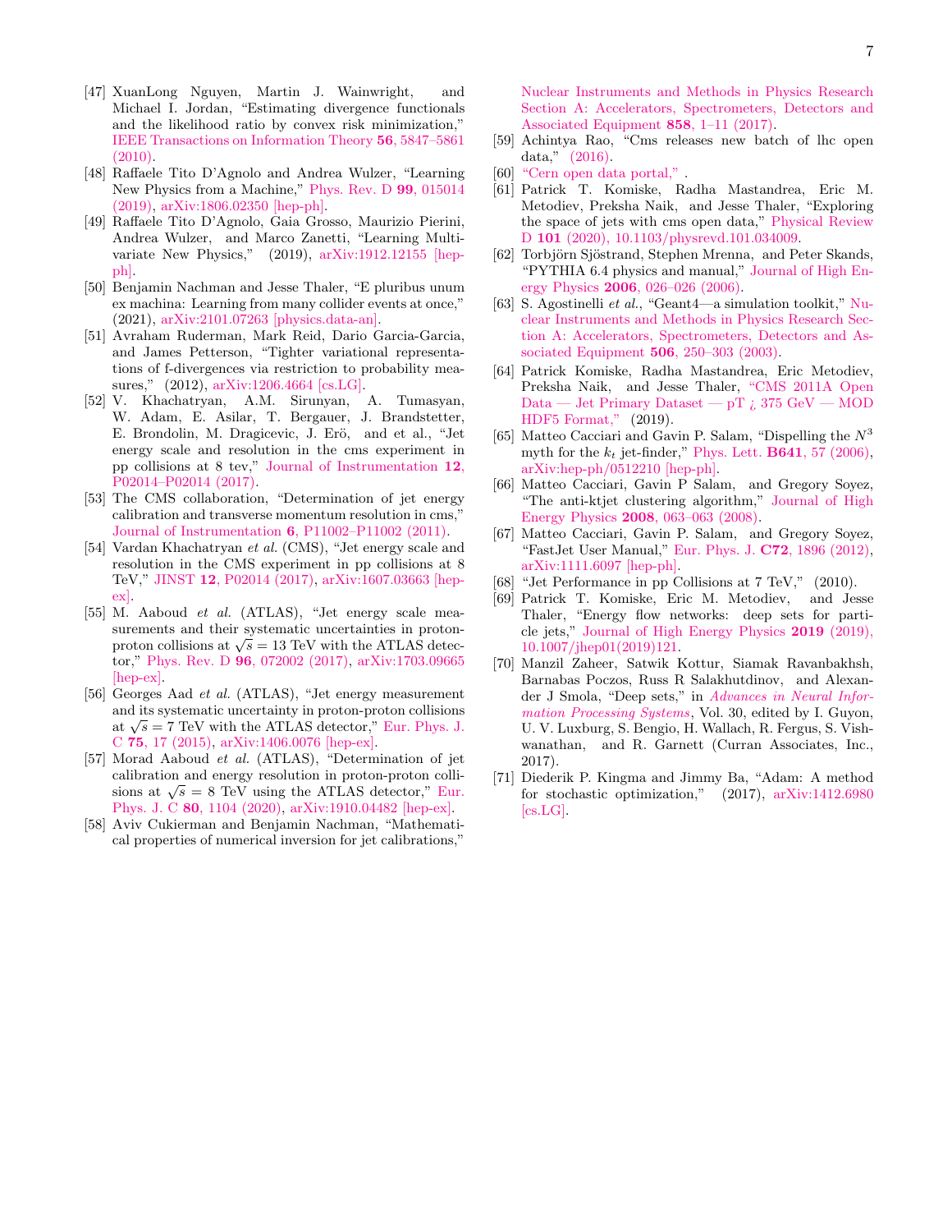[47] XuanLong Nguyen, Martin J. Wainwright, and Michael I. Jordan, "Estimating divergence functionals and the likelihood ratio by convex risk minimization," IEEE Transactions on Information Theory **56**, 5847–5861 (2010).

[48] Raffaele Tito D'Agnolo and Andrea Wulzer, "Learning New Physics from a Machine," Phys. Rev. D **99**, 015014 (2019), arXiv:1806.02350 [hep-ph].

[49] Raffaele Tito D'Agnolo, Gaia Grosso, Maurizio Pierini, Andrea Wulzer, and Marco Zanetti, "Learning Multivariate New Physics," (2019), arXiv:1912.12155 [hep-ph].

[50] Benjamin Nachman and Jesse Thaler, "E pluribus unum ex machina: Learning from many collider events at once," (2021), arXiv:2101.07263 [physics.data-an].

[51] Avraham Ruderman, Mark Reid, Dario Garcia-Garcia, and James Petterson, "Tighter variational representations of f-divergences via restriction to probability measures," (2012), arXiv:1206.4664 [cs.LG].

[52] V. Khachatryan, A.M. Sirunyan, A. Tumasyan, W. Adam, E. Asilar, T. Bergauer, J. Brandstetter, E. Brondolin, M. Dragicevic, J. Erö, and et al., "Jet energy scale and resolution in the cms experiment in pp collisions at 8 tev," Journal of Instrumentation **12**, P02014–P02014 (2017).

[53] The CMS collaboration, "Determination of jet energy calibration and transverse momentum resolution in cms," Journal of Instrumentation **6**, P11002–P11002 (2011).

[54] Vardan Khachatryan *et al.* (CMS), "Jet energy scale and resolution in the CMS experiment in pp collisions at 8 TeV," JINST **12**, P02014 (2017), arXiv:1607.03663 [hep-ex].

[55] M. Aaboud *et al.* (ATLAS), "Jet energy scale measurements and their systematic uncertainties in proton-proton collisions at $\sqrt{s} = 13$ TeV with the ATLAS detector," Phys. Rev. D **96**, 072002 (2017), arXiv:1703.09665 [hep-ex].

[56] Georges Aad *et al.* (ATLAS), "Jet energy measurement and its systematic uncertainty in proton-proton collisions at $\sqrt{s} = 7$ TeV with the ATLAS detector," Eur. Phys. J. C **75**, 17 (2015), arXiv:1406.0076 [hep-ex].

[57] Morad Aaboud *et al.* (ATLAS), "Determination of jet calibration and energy resolution in proton-proton collisions at $\sqrt{s} = 8$ TeV using the ATLAS detector," Eur. Phys. J. C **80**, 1104 (2020), arXiv:1910.04482 [hep-ex].

[58] Aviv Cukierman and Benjamin Nachman, "Mathematical properties of numerical inversion for jet calibrations," Nuclear Instruments and Methods in Physics Research Section A: Accelerators, Spectrometers, Detectors and Associated Equipment **858**, 1–11 (2017).

[59] Achintya Rao, "Cms releases new batch of lhc open data," (2016).

[60] "Cern open data portal," .

[61] Patrick T. Komiske, Radha Mastandrea, Eric M. Metodiev, Preksha Naik, and Jesse Thaler, "Exploring the space of jets with cms open data," Physical Review D **101** (2020), 10.1103/physrevd.101.034009.

[62] Torbjörn Sjöstrand, Stephen Mrenna, and Peter Skands, "PYTHIA 6.4 physics and manual," Journal of High Energy Physics **2006**, 026–026 (2006).

[63] S. Agostinelli *et al.*, "Geant4—a simulation toolkit," Nuclear Instruments and Methods in Physics Research Section A: Accelerators, Spectrometers, Detectors and Associated Equipment **506**, 250–303 (2003).

[64] Patrick Komiske, Radha Mastandrea, Eric Metodiev, Preksha Naik, and Jesse Thaler, "CMS 2011A Open Data — Jet Primary Dataset — pT ¿ 375 GeV — MOD HDF5 Format," (2019).

[65] Matteo Cacciari and Gavin P. Salam, "Dispelling the $N^3$ myth for the $k_t$ jet-finder," Phys. Lett. **B641**, 57 (2006), arXiv:hep-ph/0512210 [hep-ph].

[66] Matteo Cacciari, Gavin P Salam, and Gregory Soyez, "The anti-ktjet clustering algorithm," Journal of High Energy Physics **2008**, 063–063 (2008).

[67] Matteo Cacciari, Gavin P. Salam, and Gregory Soyez, "FastJet User Manual," Eur. Phys. J. **C72**, 1896 (2012), arXiv:1111.6097 [hep-ph].

[68] "Jet Performance in pp Collisions at 7 TeV," (2010).

[69] Patrick T. Komiske, Eric M. Metodiev, and Jesse Thaler, "Energy flow networks: deep sets for particle jets," Journal of High Energy Physics **2019** (2019), 10.1007/jhep01(2019)121.

[70] Manzil Zaheer, Satwik Kottur, Siamak Ravanbakhsh, Barnabas Poczos, Russ R Salakhutdinov, and Alexander J Smola, "Deep sets," in *Advances in Neural Information Processing Systems*, Vol. 30, edited by I. Guyon, U. V. Luxburg, S. Bengio, H. Wallach, R. Fergus, S. Vishwanathan, and R. Garnett (Curran Associates, Inc., 2017).

[71] Diederik P. Kingma and Jimmy Ba, "Adam: A method for stochastic optimization," (2017), arXiv:1412.6980 [cs.LG].